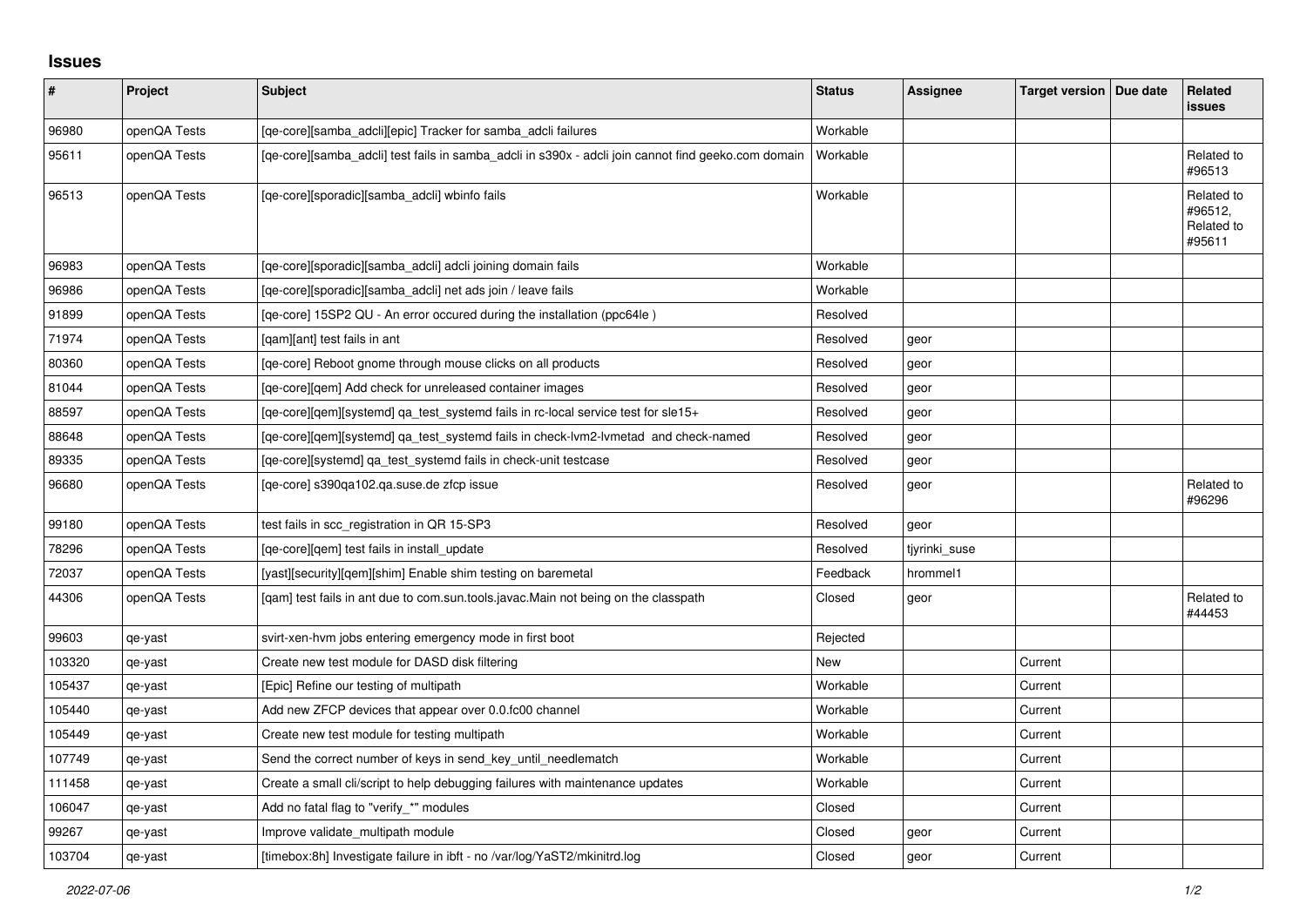# Issues

| # | Project | Subject | Status | Assignee | Target version | Due date | Related issues |
|---|---|---|---|---|---|---|---|
| 96980 | openQA Tests | [qe-core][samba_adcli][epic] Tracker for samba_adcli failures | Workable | | | | |
| 95611 | openQA Tests | [qe-core][samba_adcli] test fails in samba_adcli in s390x - adcli join cannot find geeko.com domain | Workable | | | | Related to #96513 |
| 96513 | openQA Tests | [qe-core][sporadic][samba_adcli] wbinfo fails | Workable | | | | Related to #96512, Related to #95611 |
| 96983 | openQA Tests | [qe-core][sporadic][samba_adcli] adcli joining domain fails | Workable | | | | |
| 96986 | openQA Tests | [qe-core][sporadic][samba_adcli] net ads join / leave fails | Workable | | | | |
| 91899 | openQA Tests | [qe-core] 15SP2 QU - An error occured during the installation (ppc64le ) | Resolved | | | | |
| 71974 | openQA Tests | [qam][ant] test fails in ant | Resolved | geor | | | |
| 80360 | openQA Tests | [qe-core] Reboot gnome through mouse clicks on all products | Resolved | geor | | | |
| 81044 | openQA Tests | [qe-core][qem] Add check for unreleased container images | Resolved | geor | | | |
| 88597 | openQA Tests | [qe-core][qem][systemd] qa_test_systemd fails in rc-local service test for sle15+ | Resolved | geor | | | |
| 88648 | openQA Tests | [qe-core][qem][systemd] qa_test_systemd fails in check-lvm2-lvmetad and check-named | Resolved | geor | | | |
| 89335 | openQA Tests | [qe-core][systemd] qa_test_systemd fails in check-unit testcase | Resolved | geor | | | |
| 96680 | openQA Tests | [qe-core] s390qa102.qa.suse.de zfcp issue | Resolved | geor | | | Related to #96296 |
| 99180 | openQA Tests | test fails in scc_registration in QR 15-SP3 | Resolved | geor | | | |
| 78296 | openQA Tests | [qe-core][qem] test fails in install_update | Resolved | tjyrinki_suse | | | |
| 72037 | openQA Tests | [yast][security][qem][shim] Enable shim testing on baremetal | Feedback | hrommel1 | | | |
| 44306 | openQA Tests | [qam] test fails in ant due to com.sun.tools.javac.Main not being on the classpath | Closed | geor | | | Related to #44453 |
| 99603 | qe-yast | svirt-xen-hvm jobs entering emergency mode in first boot | Rejected | | | | |
| 103320 | qe-yast | Create new test module for DASD disk filtering | New | | Current | | |
| 105437 | qe-yast | [Epic] Refine our testing of multipath | Workable | | Current | | |
| 105440 | qe-yast | Add new ZFCP devices that appear over 0.0.fc00 channel | Workable | | Current | | |
| 105449 | qe-yast | Create new test module for testing multipath | Workable | | Current | | |
| 107749 | qe-yast | Send the correct number of keys in send_key_until_needlematch | Workable | | Current | | |
| 111458 | qe-yast | Create a small cli/script to help debugging failures with maintenance updates | Workable | | Current | | |
| 106047 | qe-yast | Add no fatal flag to "verify_*" modules | Closed | | Current | | |
| 99267 | qe-yast | Improve validate_multipath module | Closed | geor | Current | | |
| 103704 | qe-yast | [timebox:8h] Investigate failure in ibft - no /var/log/YaST2/mkinitrd.log | Closed | geor | Current | | |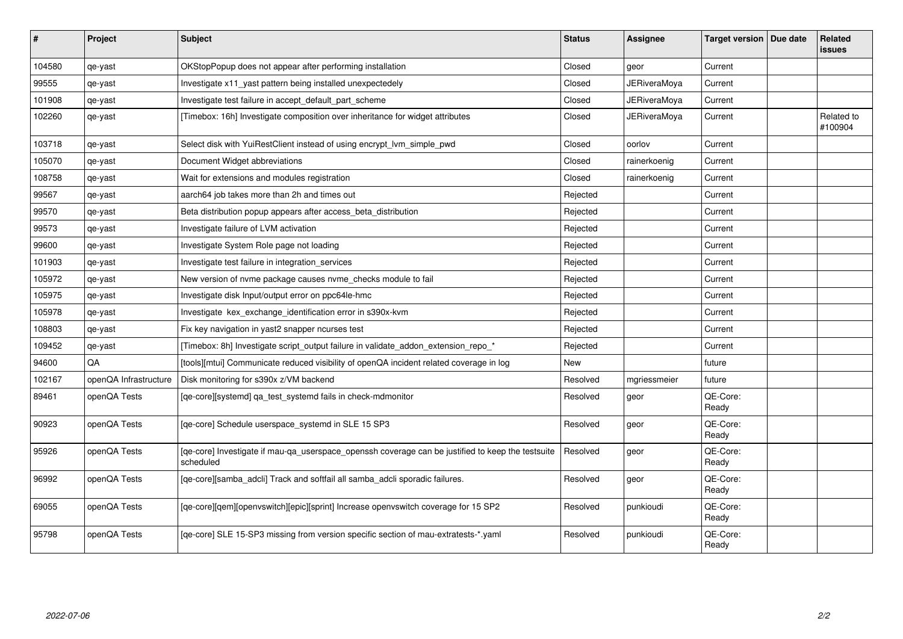| # | Project | Subject | Status | Assignee | Target version | Due date | Related issues |
|---|---|---|---|---|---|---|---|
| 104580 | qe-yast | OKStopPopup does not appear after performing installation | Closed | geor | Current | | |
| 99555 | qe-yast | Investigate x11_yast pattern being installed unexpectedely | Closed | JERiveraMoya | Current | | |
| 101908 | qe-yast | Investigate test failure in accept_default_part_scheme | Closed | JERiveraMoya | Current | | |
| 102260 | qe-yast | [Timebox: 16h] Investigate composition over inheritance for widget attributes | Closed | JERiveraMoya | Current | | Related to #100904 |
| 103718 | qe-yast | Select disk with YuiRestClient instead of using encrypt_lvm_simple_pwd | Closed | oorlov | Current | | |
| 105070 | qe-yast | Document Widget abbreviations | Closed | rainerkoenig | Current | | |
| 108758 | qe-yast | Wait for extensions and modules registration | Closed | rainerkoenig | Current | | |
| 99567 | qe-yast | aarch64 job takes more than 2h and times out | Rejected | | Current | | |
| 99570 | qe-yast | Beta distribution popup appears after access_beta_distribution | Rejected | | Current | | |
| 99573 | qe-yast | Investigate failure of LVM activation | Rejected | | Current | | |
| 99600 | qe-yast | Investigate System Role page not loading | Rejected | | Current | | |
| 101903 | qe-yast | Investigate test failure in integration_services | Rejected | | Current | | |
| 105972 | qe-yast | New version of nvme package causes nvme_checks module to fail | Rejected | | Current | | |
| 105975 | qe-yast | Investigate disk Input/output error on ppc64le-hmc | Rejected | | Current | | |
| 105978 | qe-yast | Investigate kex_exchange_identification error in s390x-kvm | Rejected | | Current | | |
| 108803 | qe-yast | Fix key navigation in yast2 snapper ncurses test | Rejected | | Current | | |
| 109452 | qe-yast | [Timebox: 8h] Investigate script_output failure in validate_addon_extension_repo_* | Rejected | | Current | | |
| 94600 | QA | [tools][mtui] Communicate reduced visibility of openQA incident related coverage in log | New | | future | | |
| 102167 | openQA Infrastructure | Disk monitoring for s390x z/VM backend | Resolved | mgriessmeier | future | | |
| 89461 | openQA Tests | [qe-core][systemd] qa_test_systemd fails in check-mdmonitor | Resolved | geor | QE-Core: Ready | | |
| 90923 | openQA Tests | [qe-core] Schedule userspace_systemd in SLE 15 SP3 | Resolved | geor | QE-Core: Ready | | |
| 95926 | openQA Tests | [qe-core] Investigate if mau-qa_userspace_openssh coverage can be justified to keep the testsuite scheduled | Resolved | geor | QE-Core: Ready | | |
| 96992 | openQA Tests | [qe-core][samba_adcli] Track and softfail all samba_adcli sporadic failures. | Resolved | geor | QE-Core: Ready | | |
| 69055 | openQA Tests | [qe-core][qem][openvswitch][epic][sprint] Increase openvswitch coverage for 15 SP2 | Resolved | punkioudi | QE-Core: Ready | | |
| 95798 | openQA Tests | [qe-core] SLE 15-SP3 missing from version specific section of mau-extratests-*.yaml | Resolved | punkioudi | QE-Core: Ready | | |